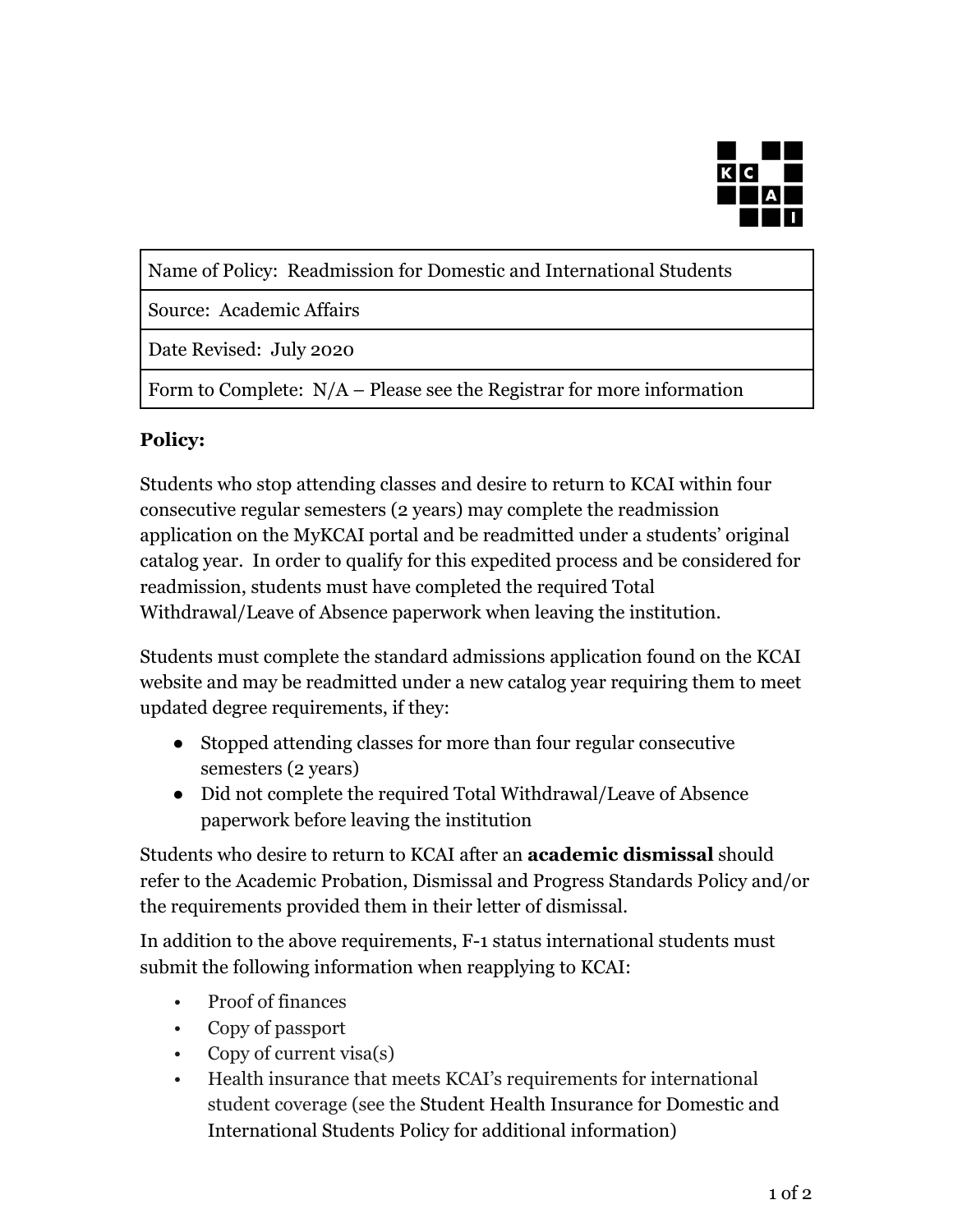| Name of Policy: Readmission for Domestic and International Students |
|---|
| Source: Academic Affairs |
| Date Revised: July 2020 |
| Form to Complete: N/A – Please see the Registrar for more information |

**Policy:**

Students who stop attending classes and desire to return to KCAI within four consecutive regular semesters (2 years) may complete the readmission application on the MyKCAI portal and be readmitted under a students' original catalog year. In order to qualify for this expedited process and be considered for readmission, students must have completed the required Total Withdrawal/Leave of Absence paperwork when leaving the institution.

Students must complete the standard admissions application found on the KCAI website and may be readmitted under a new catalog year requiring them to meet updated degree requirements, if they:

- Stopped attending classes for more than four regular consecutive semesters (2 years)
- Did not complete the required Total Withdrawal/Leave of Absence paperwork before leaving the institution

Students who desire to return to KCAI after an **academic dismissal** should refer to the Academic Probation, Dismissal and Progress Standards Policy and/or the requirements provided them in their letter of dismissal.

In addition to the above requirements, F-1 status international students must submit the following information when reapplying to KCAI:

- Proof of finances
- Copy of passport
- Copy of current visa(s)
- Health insurance that meets KCAI's requirements for international student coverage (see the Student Health Insurance for Domestic and International Students Policy for additional information)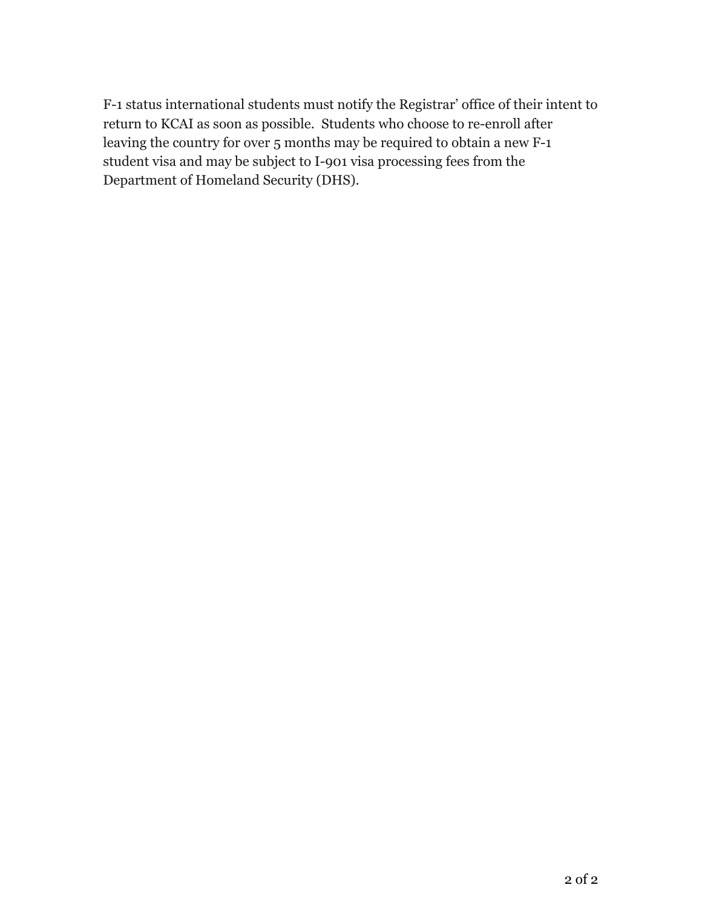F-1 status international students must notify the Registrar' office of their intent to return to KCAI as soon as possible. Students who choose to re-enroll after leaving the country for over 5 months may be required to obtain a new F-1 student visa and may be subject to I-901 visa processing fees from the Department of Homeland Security (DHS).